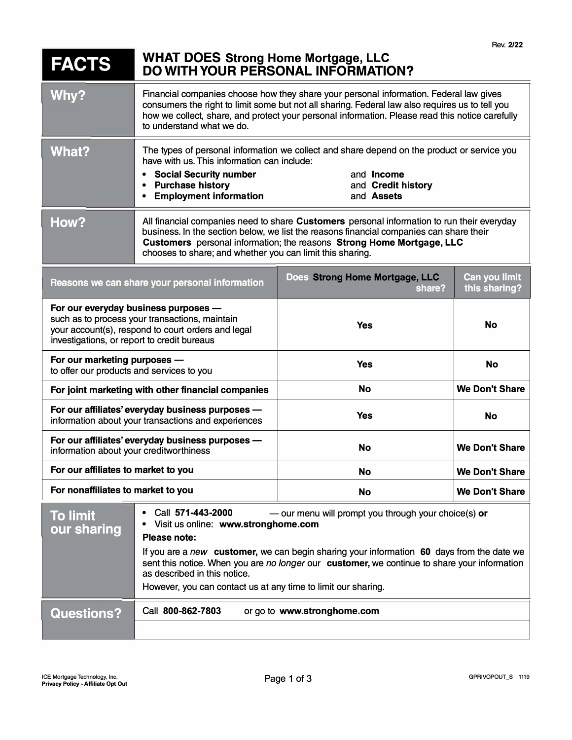Rev. 2/22

# FACTS — WHAT DOES Strong Home Mortgage, LLC DO WITH YOUR PERSONAL INFORMATION?

| | |
|---|---|
| **Why?** | Financial companies choose how they share your personal information. Federal law gives consumers the right to limit some but not all sharing. Federal law also requires us to tell you how we collect, share, and protect your personal information. Please read this notice carefully to understand what we do. |
| **What?** | The types of personal information we collect and share depend on the product or service you have with us. This information can include:<br>• **Social Security number** and **Income**<br>• **Purchase history** and **Credit history**<br>• **Employment information** and **Assets** |
| **How?** | All financial companies need to share **Customers** personal information to run their everyday business. In the section below, we list the reasons financial companies can share their **Customers** personal information; the reasons **Strong Home Mortgage, LLC** chooses to share; and whether you can limit this sharing. |

| Reasons we can share your personal information | Does Strong Home Mortgage, LLC share? | Can you limit this sharing? |
|---|---|---|
| **For our everyday business purposes —** such as to process your transactions, maintain your account(s), respond to court orders and legal investigations, or report to credit bureaus | Yes | No |
| **For our marketing purposes —** to offer our products and services to you | Yes | No |
| **For joint marketing with other financial companies** | No | We Don't Share |
| **For our affiliates' everyday business purposes —** information about your transactions and experiences | Yes | No |
| **For our affiliates' everyday business purposes —** information about your creditworthiness | No | We Don't Share |
| **For our affiliates to market to you** | No | We Don't Share |
| **For nonaffiliates to market to you** | No | We Don't Share |

| | |
|---|---|
| **To limit our sharing** | • Call **571-443-2000** — our menu will prompt you through your choice(s) **or**<br>• Visit us online: **www.stronghome.com**<br>**Please note:**<br>If you are a *new* **customer,** we can begin sharing your information **60** days from the date we sent this notice. When you are *no longer* our **customer,** we continue to share your information as described in this notice.<br>However, you can contact us at any time to limit our sharing. |
| **Questions?** | Call **800-862-7803** or go to **www.stronghome.com** |

ICE Mortgage Technology, Inc.
**Privacy Policy - Affiliate Opt Out**

GPRIVOPOUT_S 1119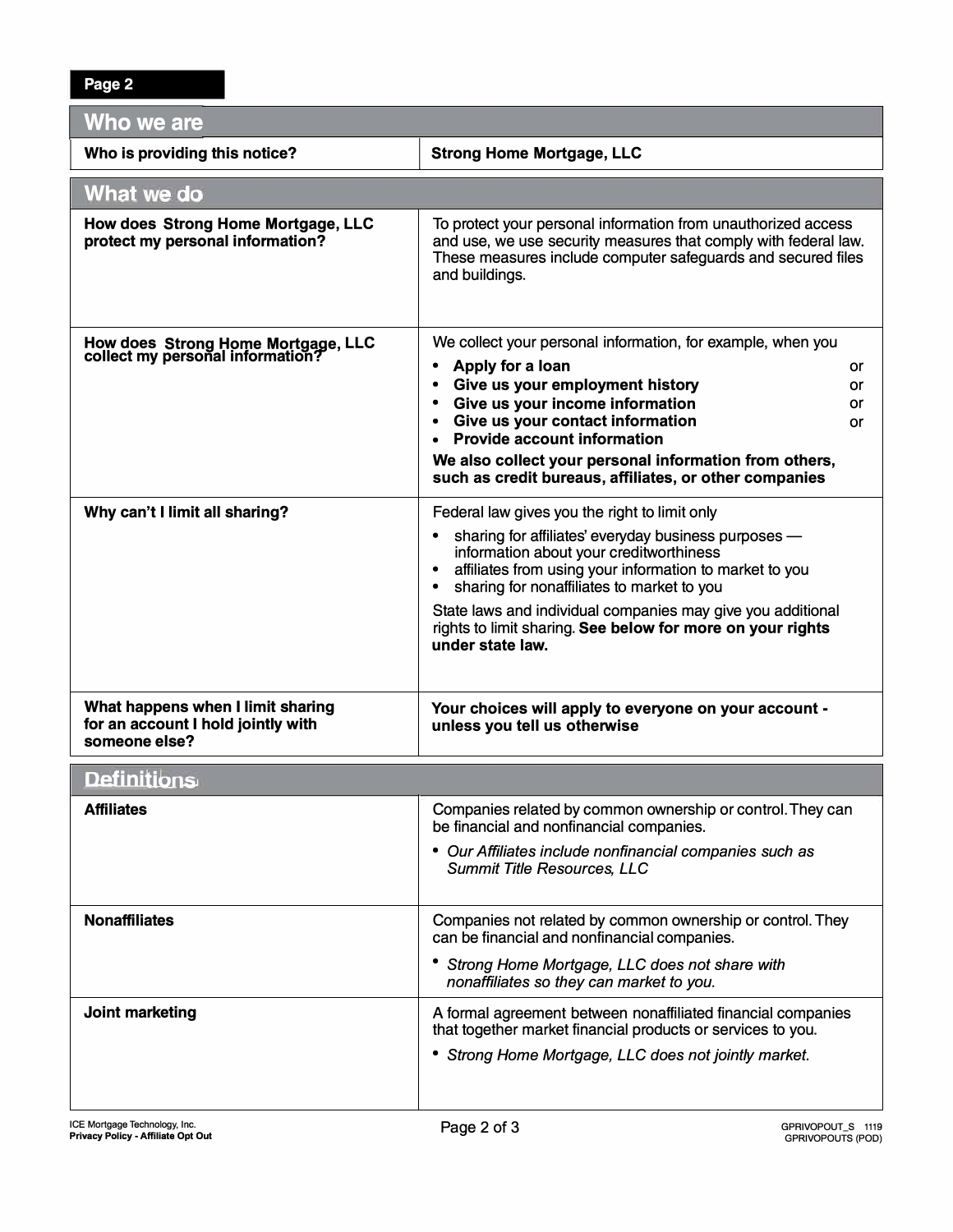## Who we are

| Who is providing this notice? | Strong Home Mortgage, LLC |
|---|---|

## What we do

| | |
|---|---|
| **How does Strong Home Mortgage, LLC protect my personal information?** | To protect your personal information from unauthorized access and use, we use security measures that comply with federal law. These measures include computer safeguards and secured files and buildings. |
| **How does Strong Home Mortgage, LLC collect my personal information?** | We collect your personal information, for example, when you<br>• **Apply for a loan** or<br>• **Give us your employment history** or<br>• **Give us your income information** or<br>• **Give us your contact information** or<br>• **Provide account information**<br>**We also collect your personal information from others, such as credit bureaus, affiliates, or other companies** |
| **Why can't I limit all sharing?** | Federal law gives you the right to limit only<br>• sharing for affiliates' everyday business purposes — information about your creditworthiness<br>• affiliates from using your information to market to you<br>• sharing for nonaffiliates to market to you<br>State laws and individual companies may give you additional rights to limit sharing. **See below for more on your rights under state law.** |
| **What happens when I limit sharing for an account I hold jointly with someone else?** | **Your choices will apply to everyone on your account - unless you tell us otherwise** |

## Definitions

| | |
|---|---|
| **Affiliates** | Companies related by common ownership or control. They can be financial and nonfinancial companies.<br>• *Our Affiliates include nonfinancial companies such as Summit Title Resources, LLC* |
| **Nonaffiliates** | Companies not related by common ownership or control. They can be financial and nonfinancial companies.<br>• *Strong Home Mortgage, LLC does not share with nonaffiliates so they can market to you.* |
| **Joint marketing** | A formal agreement between nonaffiliated financial companies that together market financial products or services to you.<br>• *Strong Home Mortgage, LLC does not jointly market.* |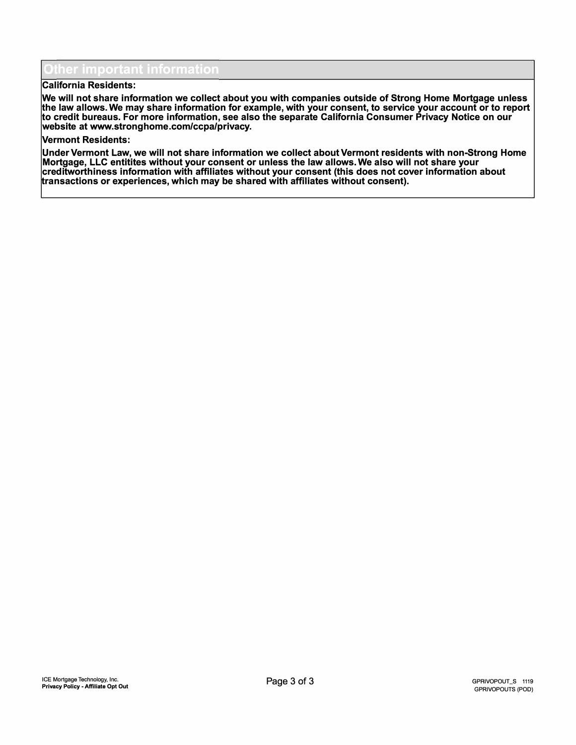## Other important information

**California Residents:**

**We will not share information we collect about you with companies outside of Strong Home Mortgage unless the law allows. We may share information for example, with your consent, to service your account or to report to credit bureaus. For more information, see also the separate California Consumer Privacy Notice on our website at www.stronghome.com/ccpa/privacy.**

**Vermont Residents:**

**Under Vermont Law, we will not share information we collect about Vermont residents with non-Strong Home Mortgage, LLC entitites without your consent or unless the law allows. We also will not share your creditworthiness information with affiliates without your consent (this does not cover information about transactions or experiences, which may be shared with affiliates without consent).**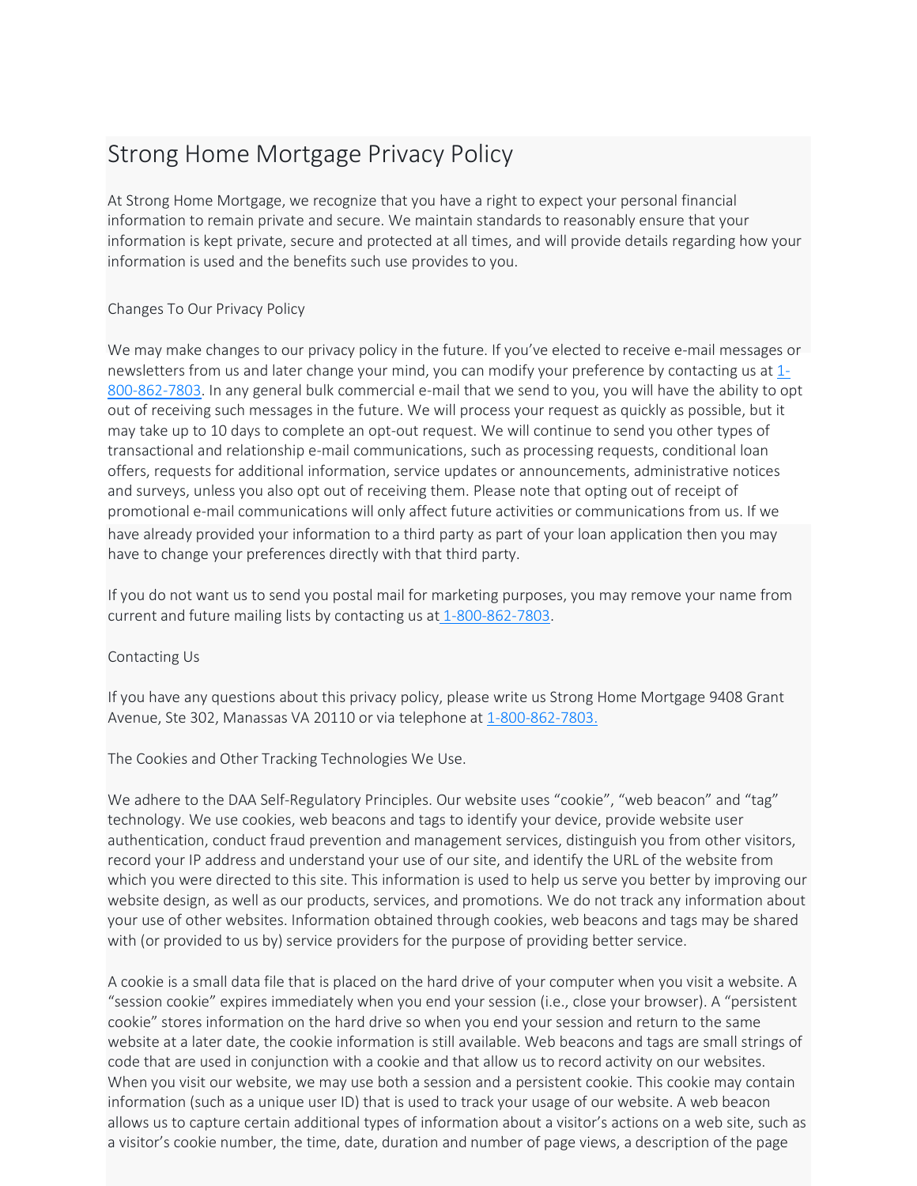# Strong Home Mortgage Privacy Policy

At Strong Home Mortgage, we recognize that you have a right to expect your personal financial information to remain private and secure. We maintain standards to reasonably ensure that your information is kept private, secure and protected at all times, and will provide details regarding how your information is used and the benefits such use provides to you.

## Changes To Our Privacy Policy

We may make changes to our privacy policy in the future. If you've elected to receive e-mail messages or newsletters from us and later change your mind, you can modify your preference by contacting us at 1-800-862-7803. In any general bulk commercial e-mail that we send to you, you will have the ability to opt out of receiving such messages in the future. We will process your request as quickly as possible, but it may take up to 10 days to complete an opt-out request. We will continue to send you other types of transactional and relationship e-mail communications, such as processing requests, conditional loan offers, requests for additional information, service updates or announcements, administrative notices and surveys, unless you also opt out of receiving them. Please note that opting out of receipt of promotional e-mail communications will only affect future activities or communications from us. If we have already provided your information to a third party as part of your loan application then you may have to change your preferences directly with that third party.

If you do not want us to send you postal mail for marketing purposes, you may remove your name from current and future mailing lists by contacting us at 1-800-862-7803.

## Contacting Us

If you have any questions about this privacy policy, please write us Strong Home Mortgage 9408 Grant Avenue, Ste 302, Manassas VA 20110 or via telephone at 1-800-862-7803.

## The Cookies and Other Tracking Technologies We Use.

We adhere to the DAA Self-Regulatory Principles. Our website uses "cookie", "web beacon" and "tag" technology. We use cookies, web beacons and tags to identify your device, provide website user authentication, conduct fraud prevention and management services, distinguish you from other visitors, record your IP address and understand your use of our site, and identify the URL of the website from which you were directed to this site. This information is used to help us serve you better by improving our website design, as well as our products, services, and promotions. We do not track any information about your use of other websites. Information obtained through cookies, web beacons and tags may be shared with (or provided to us by) service providers for the purpose of providing better service.

A cookie is a small data file that is placed on the hard drive of your computer when you visit a website. A "session cookie" expires immediately when you end your session (i.e., close your browser). A "persistent cookie" stores information on the hard drive so when you end your session and return to the same website at a later date, the cookie information is still available. Web beacons and tags are small strings of code that are used in conjunction with a cookie and that allow us to record activity on our websites. When you visit our website, we may use both a session and a persistent cookie. This cookie may contain information (such as a unique user ID) that is used to track your usage of our website. A web beacon allows us to capture certain additional types of information about a visitor's actions on a web site, such as a visitor's cookie number, the time, date, duration and number of page views, a description of the page